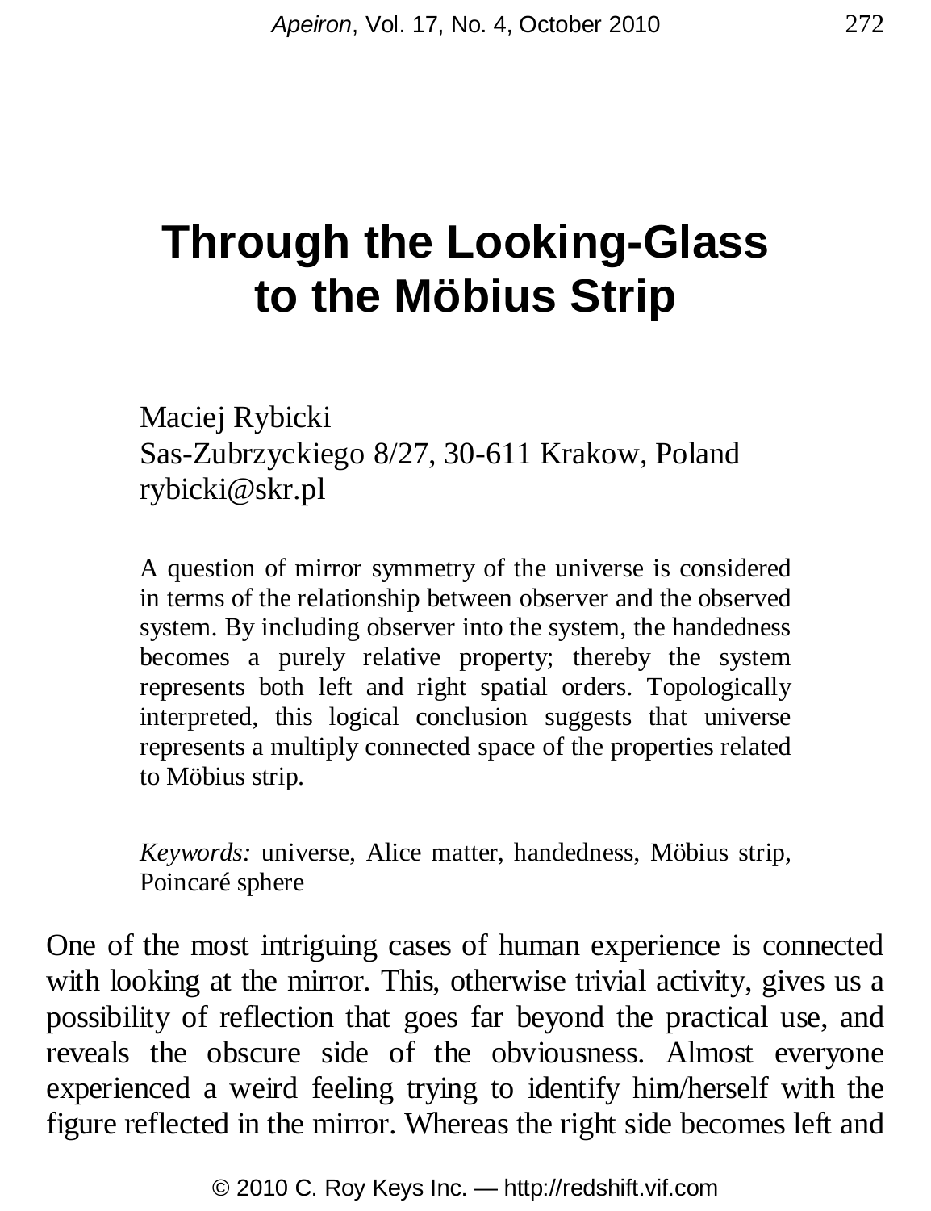# Through the Looking-Glass to the Möbius Strip

Maciej Rybicki
Sas-Zubrzyckiego 8/27, 30-611 Krakow, Poland
rybicki@skr.pl

A question of mirror symmetry of the universe is considered in terms of the relationship between observer and the observed system. By including observer into the system, the handedness becomes a purely relative property; thereby the system represents both left and right spatial orders. Topologically interpreted, this logical conclusion suggests that universe represents a multiply connected space of the properties related to Möbius strip.

*Keywords:* universe, Alice matter, handedness, Möbius strip, Poincaré sphere

One of the most intriguing cases of human experience is connected with looking at the mirror. This, otherwise trivial activity, gives us a possibility of reflection that goes far beyond the practical use, and reveals the obscure side of the obviousness. Almost everyone experienced a weird feeling trying to identify him/herself with the figure reflected in the mirror. Whereas the right side becomes left and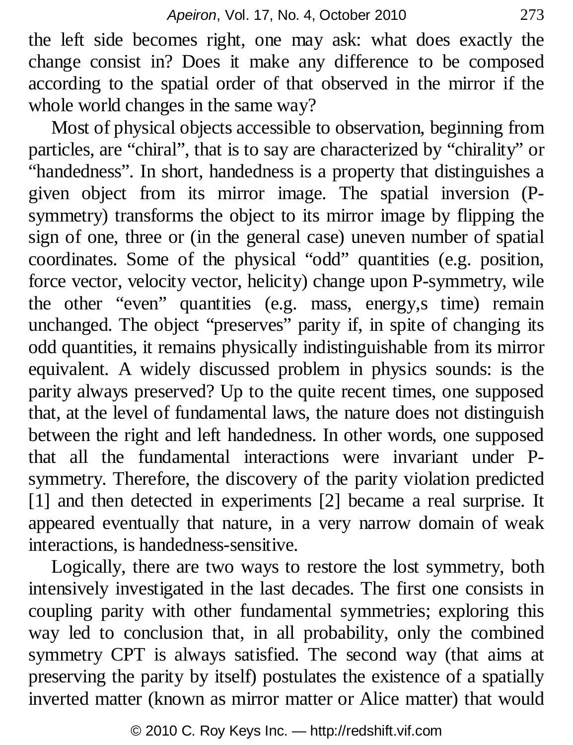the left side becomes right, one may ask: what does exactly the change consist in? Does it make any difference to be composed according to the spatial order of that observed in the mirror if the whole world changes in the same way?

Most of physical objects accessible to observation, beginning from particles, are “chiral”, that is to say are characterized by “chirality” or “handedness”. In short, handedness is a property that distinguishes a given object from its mirror image. The spatial inversion (P-symmetry) transforms the object to its mirror image by flipping the sign of one, three or (in the general case) uneven number of spatial coordinates. Some of the physical “odd” quantities (e.g. position, force vector, velocity vector, helicity) change upon P-symmetry, wile the other “even” quantities (e.g. mass, energy,s time) remain unchanged. The object “preserves” parity if, in spite of changing its odd quantities, it remains physically indistinguishable from its mirror equivalent. A widely discussed problem in physics sounds: is the parity always preserved? Up to the quite recent times, one supposed that, at the level of fundamental laws, the nature does not distinguish between the right and left handedness. In other words, one supposed that all the fundamental interactions were invariant under P-symmetry. Therefore, the discovery of the parity violation predicted [1] and then detected in experiments [2] became a real surprise. It appeared eventually that nature, in a very narrow domain of weak interactions, is handedness-sensitive.

Logically, there are two ways to restore the lost symmetry, both intensively investigated in the last decades. The first one consists in coupling parity with other fundamental symmetries; exploring this way led to conclusion that, in all probability, only the combined symmetry CPT is always satisfied. The second way (that aims at preserving the parity by itself) postulates the existence of a spatially inverted matter (known as mirror matter or Alice matter) that would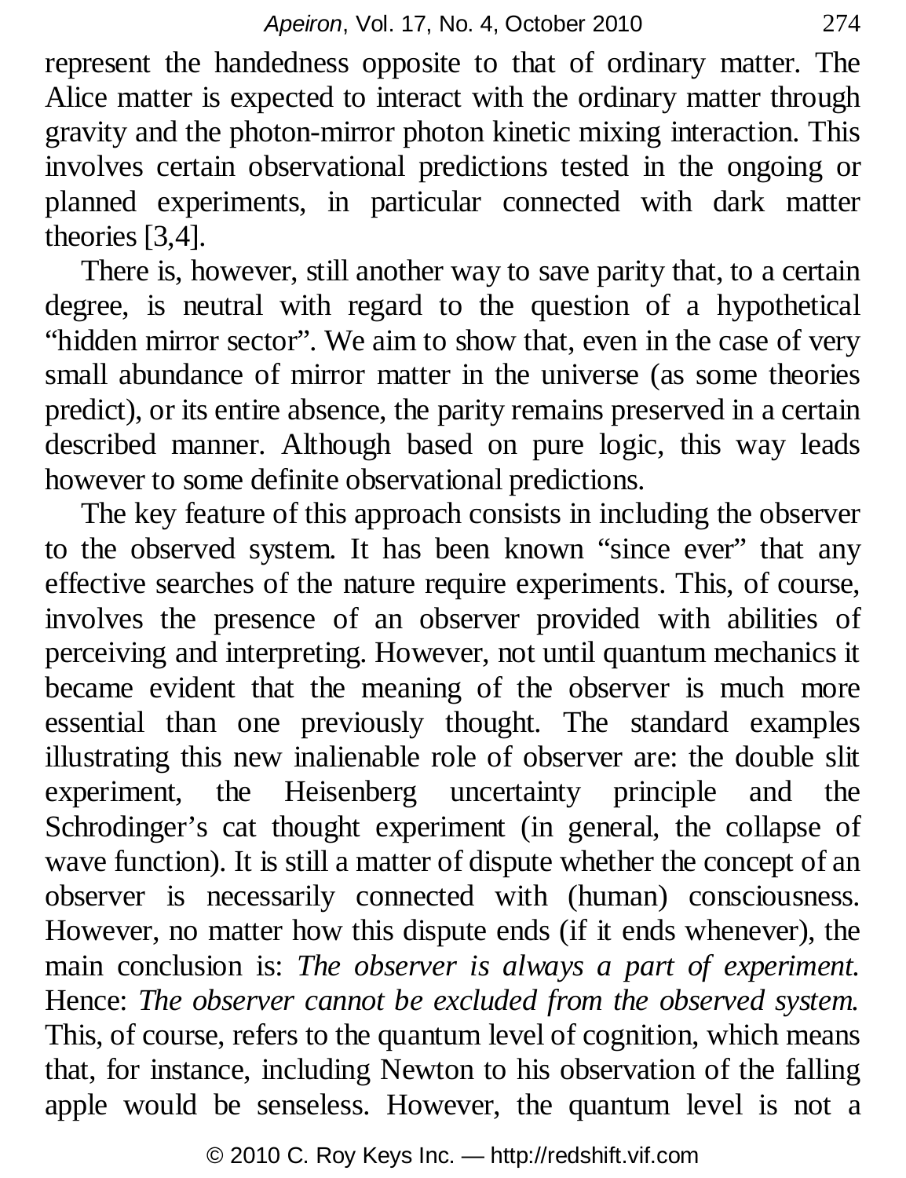represent the handedness opposite to that of ordinary matter. The Alice matter is expected to interact with the ordinary matter through gravity and the photon-mirror photon kinetic mixing interaction. This involves certain observational predictions tested in the ongoing or planned experiments, in particular connected with dark matter theories [3,4].

There is, however, still another way to save parity that, to a certain degree, is neutral with regard to the question of a hypothetical "hidden mirror sector". We aim to show that, even in the case of very small abundance of mirror matter in the universe (as some theories predict), or its entire absence, the parity remains preserved in a certain described manner. Although based on pure logic, this way leads however to some definite observational predictions.

The key feature of this approach consists in including the observer to the observed system. It has been known "since ever" that any effective searches of the nature require experiments. This, of course, involves the presence of an observer provided with abilities of perceiving and interpreting. However, not until quantum mechanics it became evident that the meaning of the observer is much more essential than one previously thought. The standard examples illustrating this new inalienable role of observer are: the double slit experiment, the Heisenberg uncertainty principle and the Schrodinger's cat thought experiment (in general, the collapse of wave function). It is still a matter of dispute whether the concept of an observer is necessarily connected with (human) consciousness. However, no matter how this dispute ends (if it ends whenever), the main conclusion is: *The observer is always a part of experiment.* Hence: *The observer cannot be excluded from the observed system.* This, of course, refers to the quantum level of cognition, which means that, for instance, including Newton to his observation of the falling apple would be senseless. However, the quantum level is not a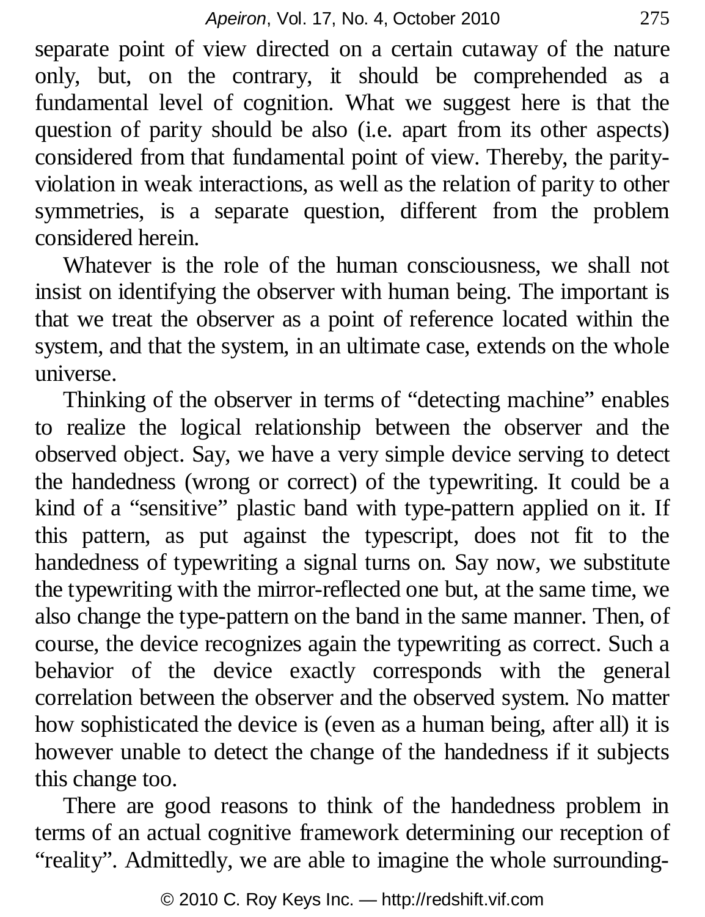separate point of view directed on a certain cutaway of the nature only, but, on the contrary, it should be comprehended as a fundamental level of cognition. What we suggest here is that the question of parity should be also (i.e. apart from its other aspects) considered from that fundamental point of view. Thereby, the parity-violation in weak interactions, as well as the relation of parity to other symmetries, is a separate question, different from the problem considered herein.

Whatever is the role of the human consciousness, we shall not insist on identifying the observer with human being. The important is that we treat the observer as a point of reference located within the system, and that the system, in an ultimate case, extends on the whole universe.

Thinking of the observer in terms of "detecting machine" enables to realize the logical relationship between the observer and the observed object. Say, we have a very simple device serving to detect the handedness (wrong or correct) of the typewriting. It could be a kind of a "sensitive" plastic band with type-pattern applied on it. If this pattern, as put against the typescript, does not fit to the handedness of typewriting a signal turns on. Say now, we substitute the typewriting with the mirror-reflected one but, at the same time, we also change the type-pattern on the band in the same manner. Then, of course, the device recognizes again the typewriting as correct. Such a behavior of the device exactly corresponds with the general correlation between the observer and the observed system. No matter how sophisticated the device is (even as a human being, after all) it is however unable to detect the change of the handedness if it subjects this change too.

There are good reasons to think of the handedness problem in terms of an actual cognitive framework determining our reception of "reality". Admittedly, we are able to imagine the whole surrounding-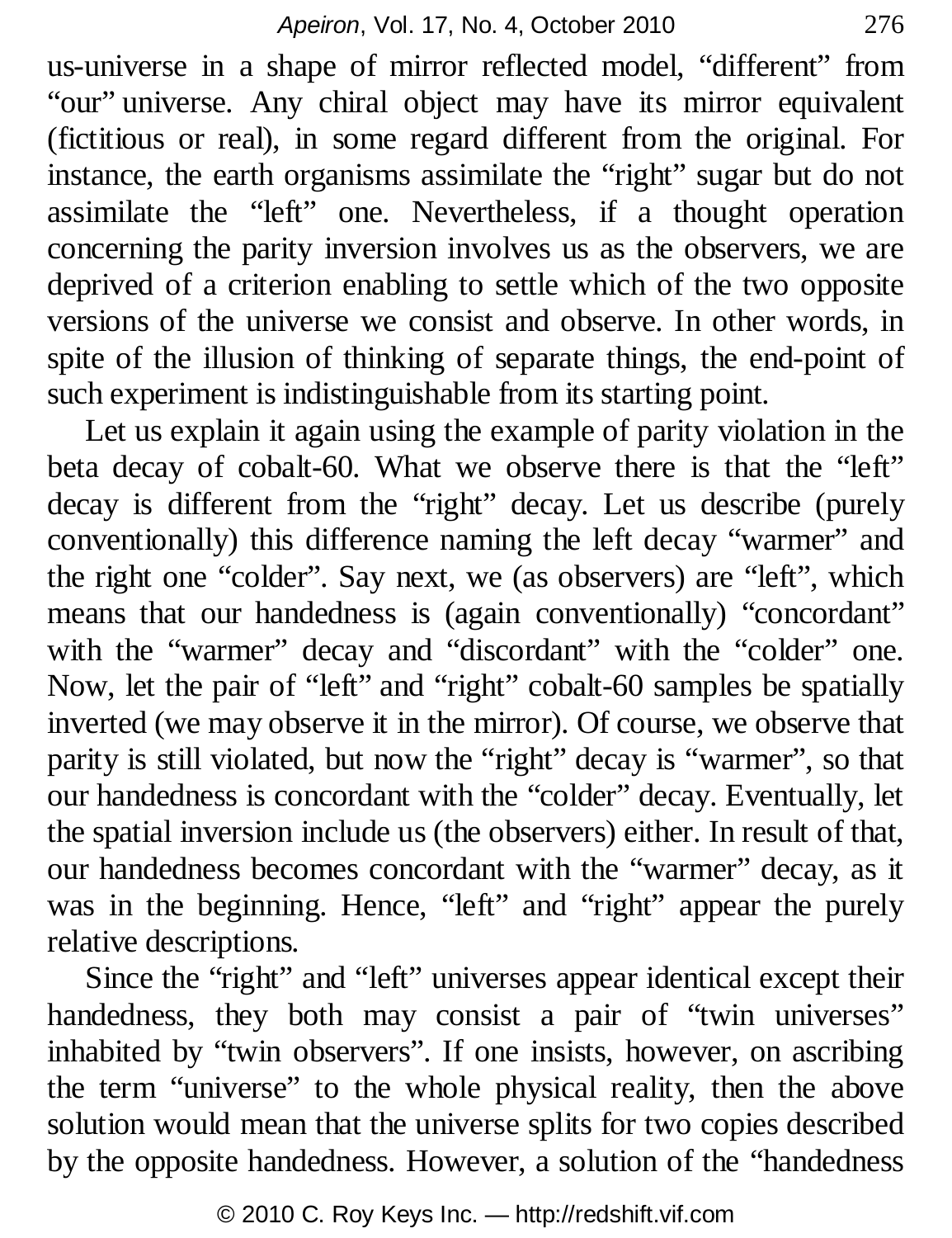us-universe in a shape of mirror reflected model, "different" from "our" universe. Any chiral object may have its mirror equivalent (fictitious or real), in some regard different from the original. For instance, the earth organisms assimilate the "right" sugar but do not assimilate the "left" one. Nevertheless, if a thought operation concerning the parity inversion involves us as the observers, we are deprived of a criterion enabling to settle which of the two opposite versions of the universe we consist and observe. In other words, in spite of the illusion of thinking of separate things, the end-point of such experiment is indistinguishable from its starting point.

Let us explain it again using the example of parity violation in the beta decay of cobalt-60. What we observe there is that the "left" decay is different from the "right" decay. Let us describe (purely conventionally) this difference naming the left decay "warmer" and the right one "colder". Say next, we (as observers) are "left", which means that our handedness is (again conventionally) "concordant" with the "warmer" decay and "discordant" with the "colder" one. Now, let the pair of "left" and "right" cobalt-60 samples be spatially inverted (we may observe it in the mirror). Of course, we observe that parity is still violated, but now the "right" decay is "warmer", so that our handedness is concordant with the "colder" decay. Eventually, let the spatial inversion include us (the observers) either. In result of that, our handedness becomes concordant with the "warmer" decay, as it was in the beginning. Hence, "left" and "right" appear the purely relative descriptions.

Since the "right" and "left" universes appear identical except their handedness, they both may consist a pair of "twin universes" inhabited by "twin observers". If one insists, however, on ascribing the term "universe" to the whole physical reality, then the above solution would mean that the universe splits for two copies described by the opposite handedness. However, a solution of the "handedness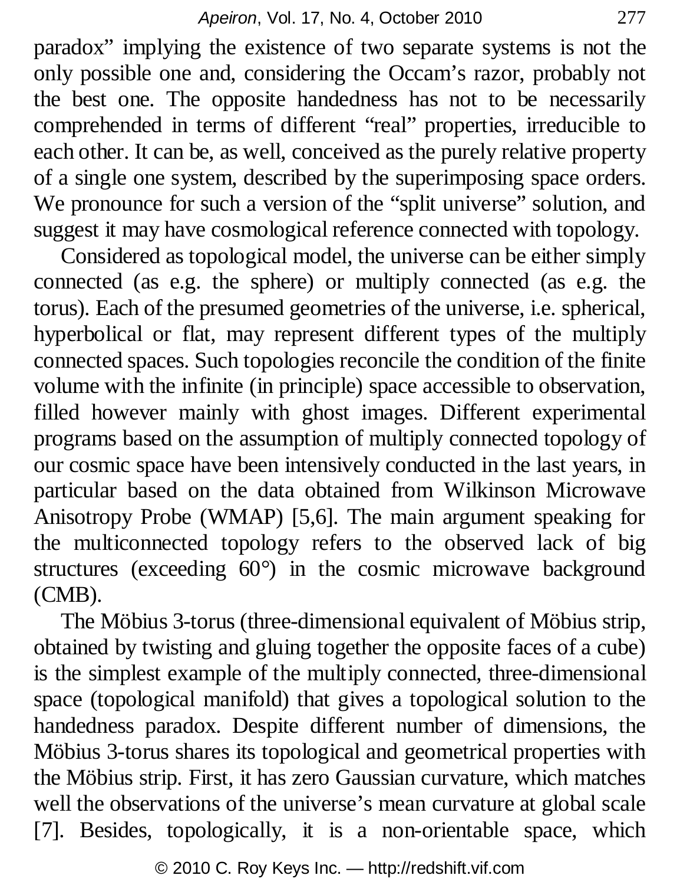paradox" implying the existence of two separate systems is not the only possible one and, considering the Occam's razor, probably not the best one. The opposite handedness has not to be necessarily comprehended in terms of different "real" properties, irreducible to each other. It can be, as well, conceived as the purely relative property of a single one system, described by the superimposing space orders. We pronounce for such a version of the "split universe" solution, and suggest it may have cosmological reference connected with topology.

Considered as topological model, the universe can be either simply connected (as e.g. the sphere) or multiply connected (as e.g. the torus). Each of the presumed geometries of the universe, i.e. spherical, hyperbolical or flat, may represent different types of the multiply connected spaces. Such topologies reconcile the condition of the finite volume with the infinite (in principle) space accessible to observation, filled however mainly with ghost images. Different experimental programs based on the assumption of multiply connected topology of our cosmic space have been intensively conducted in the last years, in particular based on the data obtained from Wilkinson Microwave Anisotropy Probe (WMAP) [5,6]. The main argument speaking for the multiconnected topology refers to the observed lack of big structures (exceeding 60°) in the cosmic microwave background (CMB).

The Möbius 3-torus (three-dimensional equivalent of Möbius strip, obtained by twisting and gluing together the opposite faces of a cube) is the simplest example of the multiply connected, three-dimensional space (topological manifold) that gives a topological solution to the handedness paradox. Despite different number of dimensions, the Möbius 3-torus shares its topological and geometrical properties with the Möbius strip. First, it has zero Gaussian curvature, which matches well the observations of the universe's mean curvature at global scale [7]. Besides, topologically, it is a non-orientable space, which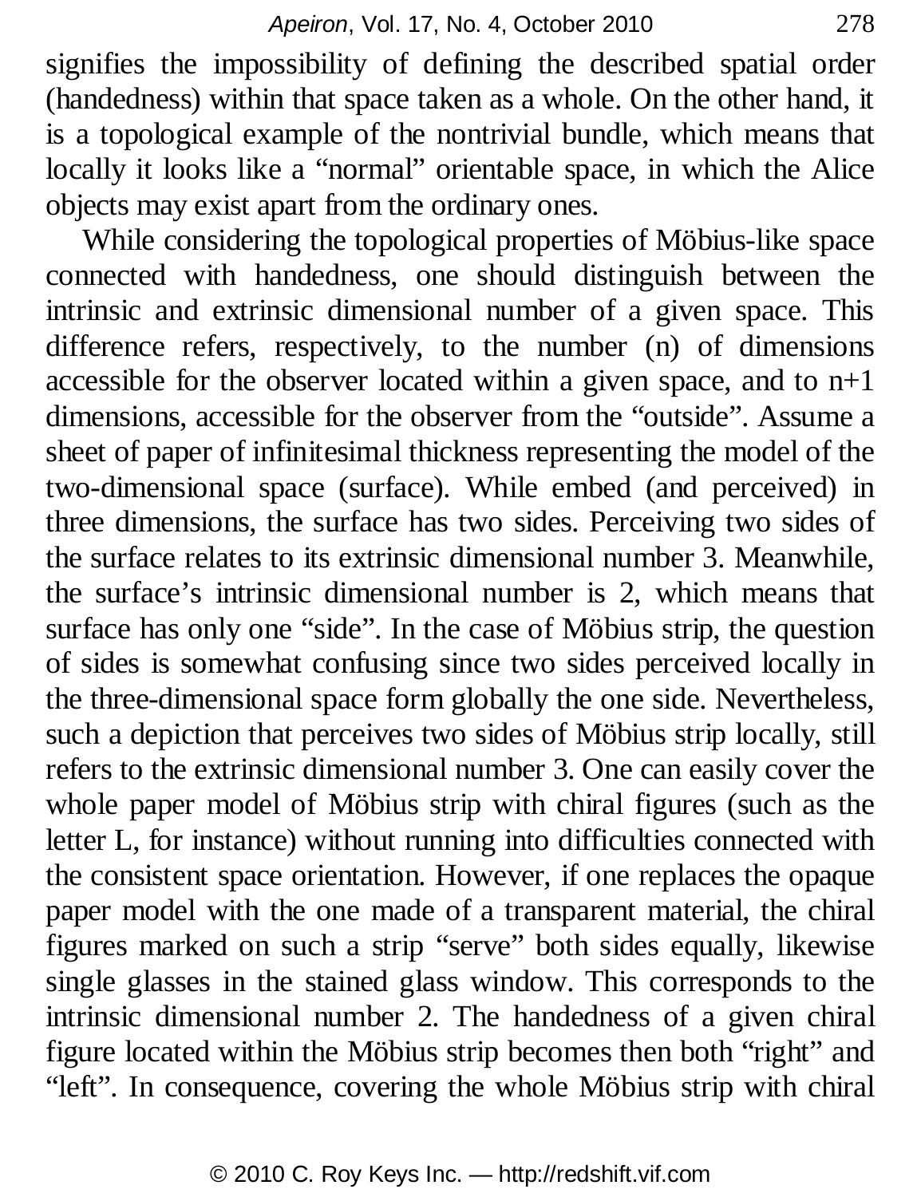signifies the impossibility of defining the described spatial order (handedness) within that space taken as a whole. On the other hand, it is a topological example of the nontrivial bundle, which means that locally it looks like a "normal" orientable space, in which the Alice objects may exist apart from the ordinary ones.

While considering the topological properties of Möbius-like space connected with handedness, one should distinguish between the intrinsic and extrinsic dimensional number of a given space. This difference refers, respectively, to the number (n) of dimensions accessible for the observer located within a given space, and to n+1 dimensions, accessible for the observer from the "outside". Assume a sheet of paper of infinitesimal thickness representing the model of the two-dimensional space (surface). While embed (and perceived) in three dimensions, the surface has two sides. Perceiving two sides of the surface relates to its extrinsic dimensional number 3. Meanwhile, the surface's intrinsic dimensional number is 2, which means that surface has only one "side". In the case of Möbius strip, the question of sides is somewhat confusing since two sides perceived locally in the three-dimensional space form globally the one side. Nevertheless, such a depiction that perceives two sides of Möbius strip locally, still refers to the extrinsic dimensional number 3. One can easily cover the whole paper model of Möbius strip with chiral figures (such as the letter L, for instance) without running into difficulties connected with the consistent space orientation. However, if one replaces the opaque paper model with the one made of a transparent material, the chiral figures marked on such a strip "serve" both sides equally, likewise single glasses in the stained glass window. This corresponds to the intrinsic dimensional number 2. The handedness of a given chiral figure located within the Möbius strip becomes then both "right" and "left". In consequence, covering the whole Möbius strip with chiral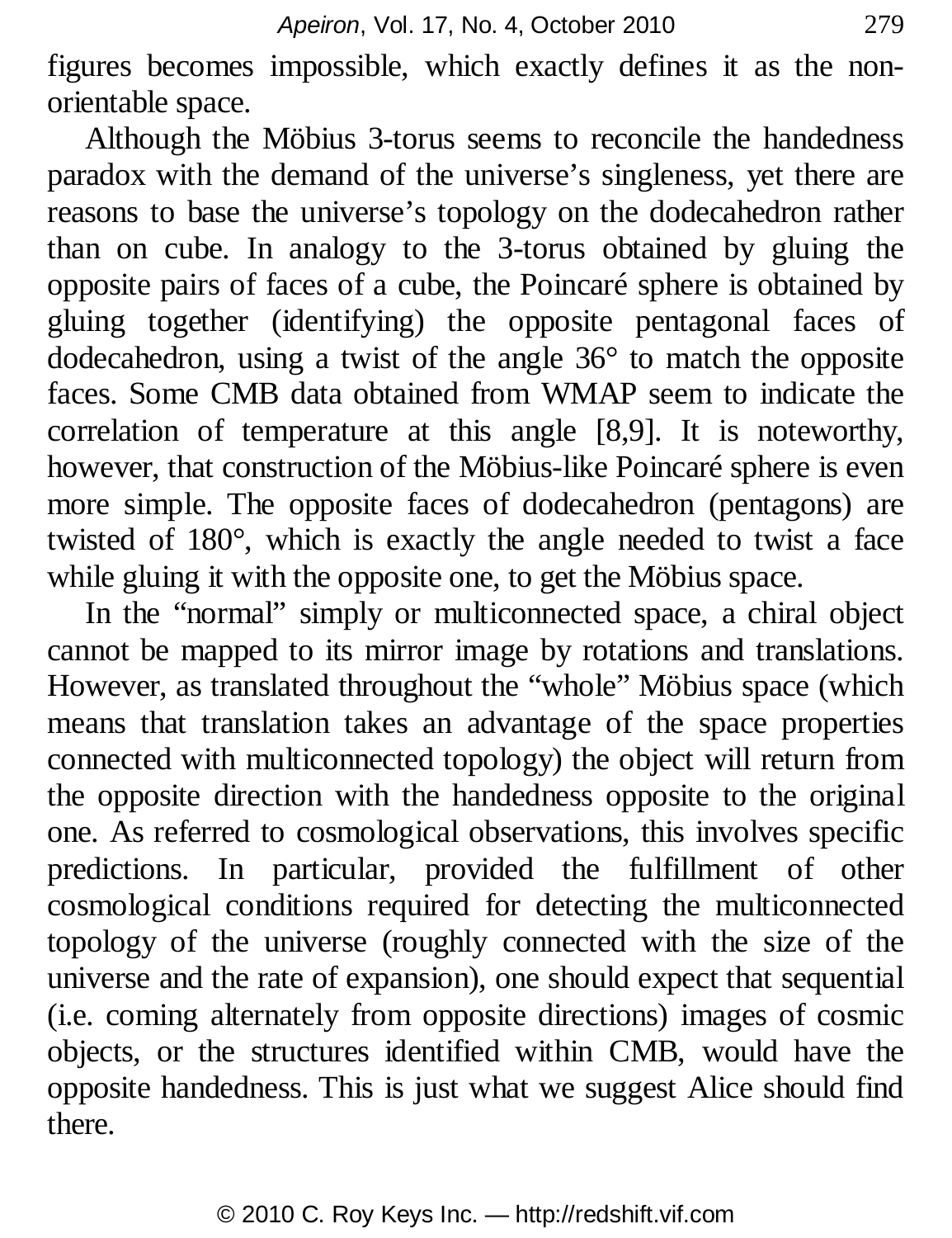figures becomes impossible, which exactly defines it as the non-orientable space.

Although the Möbius 3-torus seems to reconcile the handedness paradox with the demand of the universe's singleness, yet there are reasons to base the universe's topology on the dodecahedron rather than on cube. In analogy to the 3-torus obtained by gluing the opposite pairs of faces of a cube, the Poincaré sphere is obtained by gluing together (identifying) the opposite pentagonal faces of dodecahedron, using a twist of the angle 36° to match the opposite faces. Some CMB data obtained from WMAP seem to indicate the correlation of temperature at this angle [8,9]. It is noteworthy, however, that construction of the Möbius-like Poincaré sphere is even more simple. The opposite faces of dodecahedron (pentagons) are twisted of 180°, which is exactly the angle needed to twist a face while gluing it with the opposite one, to get the Möbius space.

In the "normal" simply or multiconnected space, a chiral object cannot be mapped to its mirror image by rotations and translations. However, as translated throughout the "whole" Möbius space (which means that translation takes an advantage of the space properties connected with multiconnected topology) the object will return from the opposite direction with the handedness opposite to the original one. As referred to cosmological observations, this involves specific predictions. In particular, provided the fulfillment of other cosmological conditions required for detecting the multiconnected topology of the universe (roughly connected with the size of the universe and the rate of expansion), one should expect that sequential (i.e. coming alternately from opposite directions) images of cosmic objects, or the structures identified within CMB, would have the opposite handedness. This is just what we suggest Alice should find there.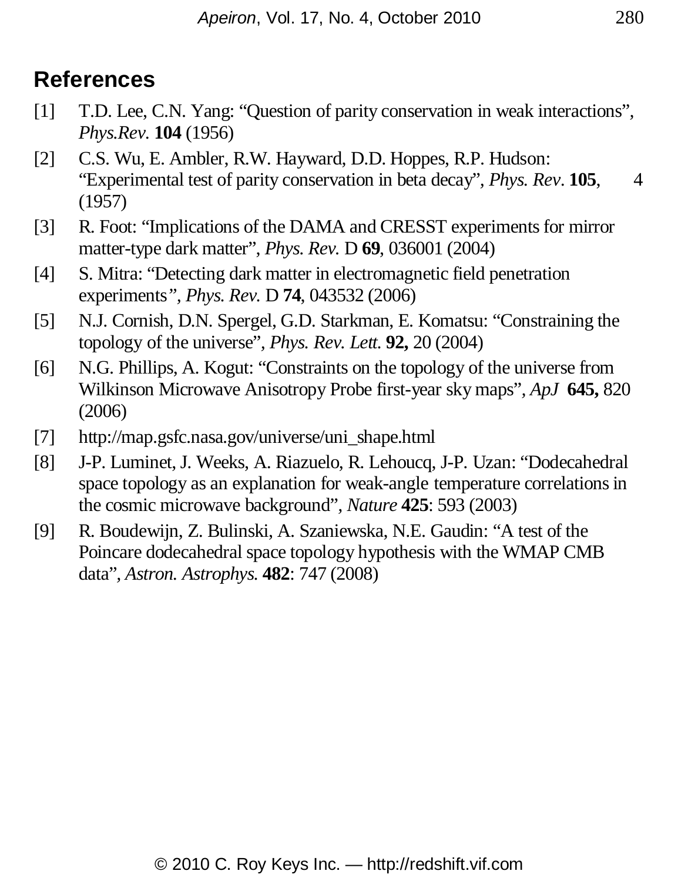## References

[1] T.D. Lee, C.N. Yang: "Question of parity conservation in weak interactions", *Phys.Rev*. **104** (1956)

[2] C.S. Wu, E. Ambler, R.W. Hayward, D.D. Hoppes, R.P. Hudson: "Experimental test of parity conservation in beta decay", *Phys. Rev*. **105**, 4 (1957)

[3] R. Foot: "Implications of the DAMA and CRESST experiments for mirror matter-type dark matter", *Phys. Rev.* D **69**, 036001 (2004)

[4] S. Mitra: "Detecting dark matter in electromagnetic field penetration experiments", *Phys. Rev.* D **74**, 043532 (2006)

[5] N.J. Cornish, D.N. Spergel, G.D. Starkman, E. Komatsu: "Constraining the topology of the universe", *Phys. Rev. Lett.* **92,** 20 (2004)

[6] N.G. Phillips, A. Kogut: "Constraints on the topology of the universe from Wilkinson Microwave Anisotropy Probe first-year sky maps", *ApJ* **645,** 820 (2006)

[7] http://map.gsfc.nasa.gov/universe/uni_shape.html

[8] J-P. Luminet, J. Weeks, A. Riazuelo, R. Lehoucq, J-P. Uzan: "Dodecahedral space topology as an explanation for weak-angle temperature correlations in the cosmic microwave background", *Nature* **425**: 593 (2003)

[9] R. Boudewijn, Z. Bulinski, A. Szaniewska, N.E. Gaudin: "A test of the Poincare dodecahedral space topology hypothesis with the WMAP CMB data", *Astron. Astrophys.* **482**: 747 (2008)